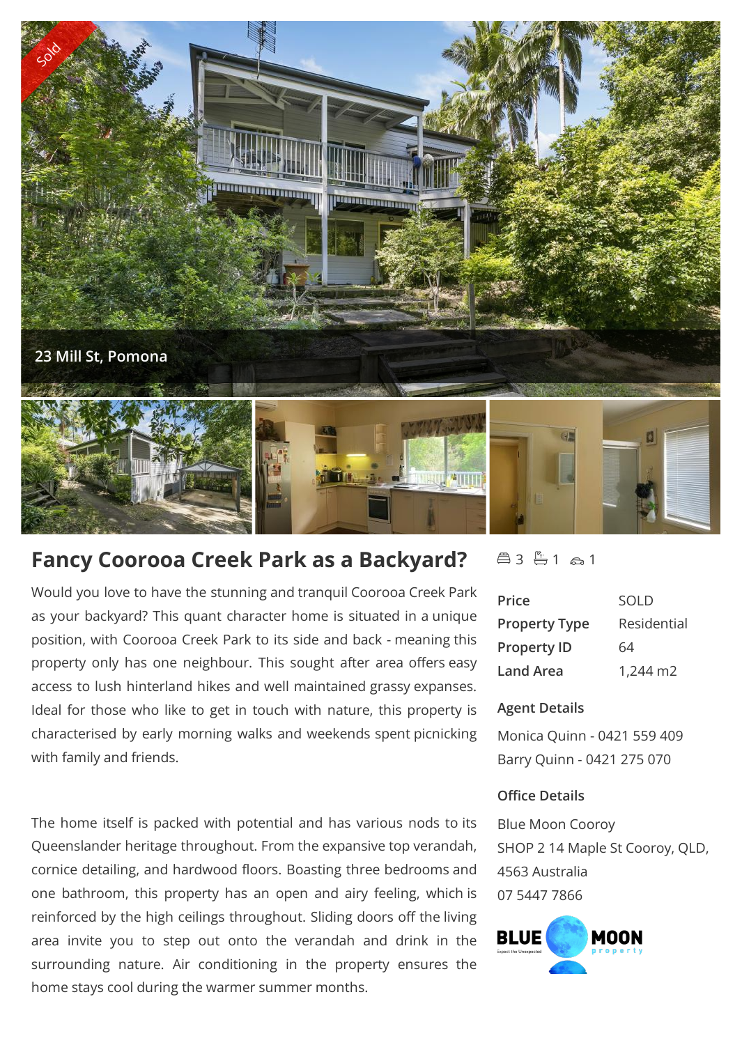Sold

23 Mill St, Pomona

# Fancy Coorooa Creek Park as a Backyard?

3 1 1

Would you love to have the stunning and tranquil Coorooa Creek Park as your backyard? This quant character home is situated in a unique position, with Coorooa Creek Park to its side and back - meaning this property only has one neighbour. This sought after area offers easy access to lush hinterland hikes and well maintained grassy expanses. Ideal for those who like to get in touch with nature, this property is characterised by early morning walks and weekends spent picnicking with family and friends.

The home itself is packed with potential and has various nods to its Queenslander heritage throughout. From the expansive top verandah, cornice detailing, and hardwood floors. Boasting three bedrooms and one bathroom, this property has an open and airy feeling, which is reinforced by the high ceilings throughout. Sliding doors off the living area invite you to step out onto the verandah and drink in the surrounding nature. Air conditioning in the property ensures the home stays cool during the warmer summer months.

| | |
|---|---|
| **Price** | SOLD |
| **Property Type** | Residential |
| **Property ID** | 64 |
| **Land Area** | 1,244 m2 |

### Agent Details

Monica Quinn - 0421 559 409

Barry Quinn - 0421 275 070

### Office Details

Blue Moon Cooroy

SHOP 2 14 Maple St Cooroy, QLD, 4563 Australia

07 5447 7866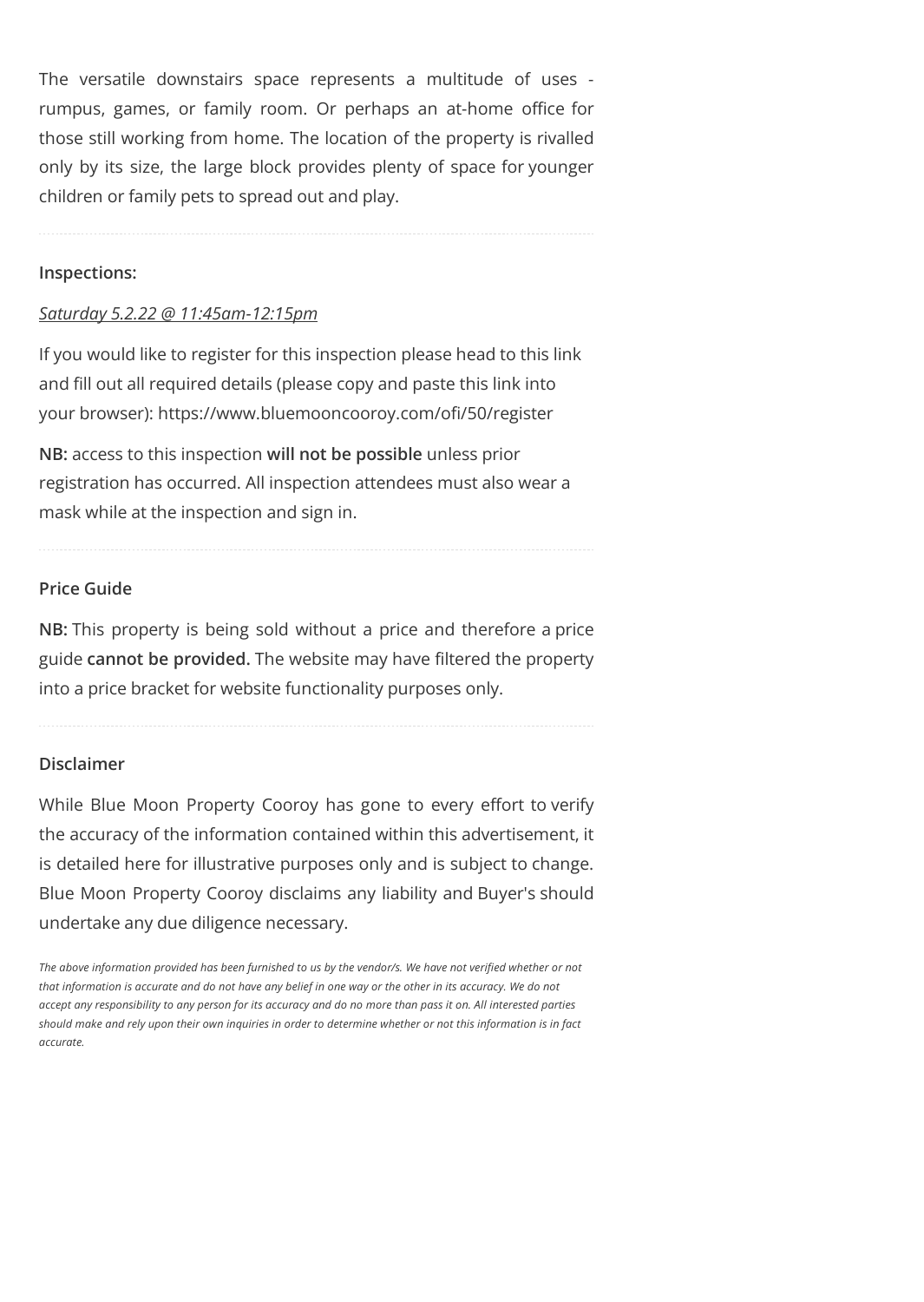The versatile downstairs space represents a multitude of uses - rumpus, games, or family room. Or perhaps an at-home office for those still working from home. The location of the property is rivalled only by its size, the large block provides plenty of space for younger children or family pets to spread out and play.

#### Inspections:

*Saturday 5.2.22 @ 11:45am-12:15pm*

If you would like to register for this inspection please head to this link and fill out all required details (please copy and paste this link into your browser): https://www.bluemooncooroy.com/ofi/50/register

**NB:** access to this inspection **will not be possible** unless prior registration has occurred. All inspection attendees must also wear a mask while at the inspection and sign in.

#### Price Guide

**NB:** This property is being sold without a price and therefore a price guide **cannot be provided.** The website may have filtered the property into a price bracket for website functionality purposes only.

#### Disclaimer

While Blue Moon Property Cooroy has gone to every effort to verify the accuracy of the information contained within this advertisement, it is detailed here for illustrative purposes only and is subject to change. Blue Moon Property Cooroy disclaims any liability and Buyer's should undertake any due diligence necessary.

*The above information provided has been furnished to us by the vendor/s. We have not verified whether or not that information is accurate and do not have any belief in one way or the other in its accuracy. We do not accept any responsibility to any person for its accuracy and do no more than pass it on. All interested parties should make and rely upon their own inquiries in order to determine whether or not this information is in fact accurate.*